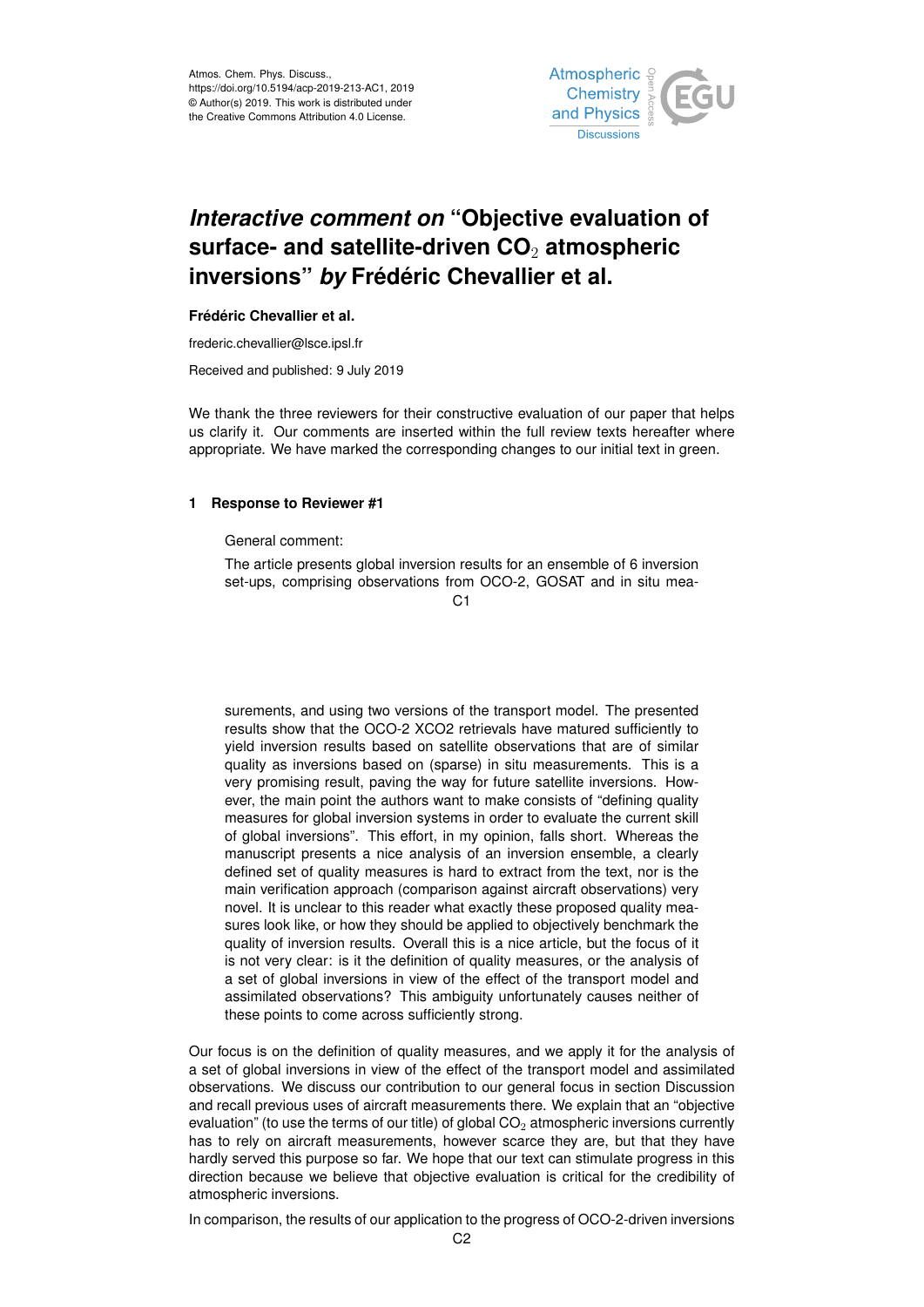# *Interactive comment on* "Objective evaluation of surface- and satellite-driven $CO_2$ atmospheric inversions" *by* Frédéric Chevallier et al.

**Frédéric Chevallier et al.**

frederic.chevallier@lsce.ipsl.fr

Received and published: 9 July 2019

We thank the three reviewers for their constructive evaluation of our paper that helps us clarify it. Our comments are inserted within the full review texts hereafter where appropriate. We have marked the corresponding changes to our initial text in green.

## 1 Response to Reviewer #1

> General comment:
>
> The article presents global inversion results for an ensemble of 6 inversion set-ups, comprising observations from OCO-2, GOSAT and in situ measurements, and using two versions of the transport model. The presented results show that the OCO-2 XCO2 retrievals have matured sufficiently to yield inversion results based on satellite observations that are of similar quality as inversions based on (sparse) in situ measurements. This is a very promising result, paving the way for future satellite inversions. However, the main point the authors want to make consists of "defining quality measures for global inversion systems in order to evaluate the current skill of global inversions". This effort, in my opinion, falls short. Whereas the manuscript presents a nice analysis of an inversion ensemble, a clearly defined set of quality measures is hard to extract from the text, nor is the main verification approach (comparison against aircraft observations) very novel. It is unclear to this reader what exactly these proposed quality measures look like, or how they should be applied to objectively benchmark the quality of inversion results. Overall this is a nice article, but the focus of it is not very clear: is it the definition of quality measures, or the analysis of a set of global inversions in view of the effect of the transport model and assimilated observations? This ambiguity unfortunately causes neither of these points to come across sufficiently strong.

Our focus is on the definition of quality measures, and we apply it for the analysis of a set of global inversions in view of the effect of the transport model and assimilated observations. We discuss our contribution to our general focus in section Discussion and recall previous uses of aircraft measurements there. We explain that an "objective evaluation" (to use the terms of our title) of global $CO_2$ atmospheric inversions currently has to rely on aircraft measurements, however scarce they are, but that they have hardly served this purpose so far. We hope that our text can stimulate progress in this direction because we believe that objective evaluation is critical for the credibility of atmospheric inversions.

In comparison, the results of our application to the progress of OCO-2-driven inversions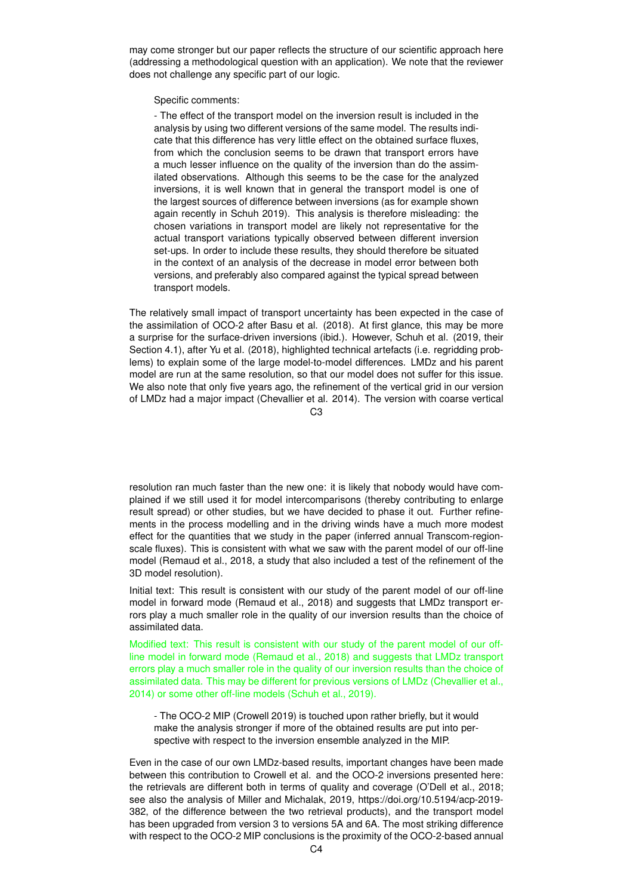may come stronger but our paper reflects the structure of our scientific approach here (addressing a methodological question with an application). We note that the reviewer does not challenge any specific part of our logic.

> Specific comments:
>
> - The effect of the transport model on the inversion result is included in the analysis by using two different versions of the same model. The results indicate that this difference has very little effect on the obtained surface fluxes, from which the conclusion seems to be drawn that transport errors have a much lesser influence on the quality of the inversion than do the assimilated observations. Although this seems to be the case for the analyzed inversions, it is well known that in general the transport model is one of the largest sources of difference between inversions (as for example shown again recently in Schuh 2019). This analysis is therefore misleading: the chosen variations in transport model are likely not representative for the actual transport variations typically observed between different inversion set-ups. In order to include these results, they should therefore be situated in the context of an analysis of the decrease in model error between both versions, and preferably also compared against the typical spread between transport models.

The relatively small impact of transport uncertainty has been expected in the case of the assimilation of OCO-2 after Basu et al. (2018). At first glance, this may be more a surprise for the surface-driven inversions (ibid.). However, Schuh et al. (2019, their Section 4.1), after Yu et al. (2018), highlighted technical artefacts (i.e. regridding problems) to explain some of the large model-to-model differences. LMDz and his parent model are run at the same resolution, so that our model does not suffer for this issue. We also note that only five years ago, the refinement of the vertical grid in our version of LMDz had a major impact (Chevallier et al. 2014). The version with coarse vertical resolution ran much faster than the new one: it is likely that nobody would have complained if we still used it for model intercomparisons (thereby contributing to enlarge result spread) or other studies, but we have decided to phase it out. Further refinements in the process modelling and in the driving winds have a much more modest effect for the quantities that we study in the paper (inferred annual Transcom-region-scale fluxes). This is consistent with what we saw with the parent model of our off-line model (Remaud et al., 2018, a study that also included a test of the refinement of the 3D model resolution).

Initial text: This result is consistent with our study of the parent model of our off-line model in forward mode (Remaud et al., 2018) and suggests that LMDz transport errors play a much smaller role in the quality of our inversion results than the choice of assimilated data.

Modified text: This result is consistent with our study of the parent model of our off-line model in forward mode (Remaud et al., 2018) and suggests that LMDz transport errors play a much smaller role in the quality of our inversion results than the choice of assimilated data. This may be different for previous versions of LMDz (Chevallier et al., 2014) or some other off-line models (Schuh et al., 2019).

> - The OCO-2 MIP (Crowell 2019) is touched upon rather briefly, but it would make the analysis stronger if more of the obtained results are put into perspective with respect to the inversion ensemble analyzed in the MIP.

Even in the case of our own LMDz-based results, important changes have been made between this contribution to Crowell et al. and the OCO-2 inversions presented here: the retrievals are different both in terms of quality and coverage (O'Dell et al., 2018; see also the analysis of Miller and Michalak, 2019, https://doi.org/10.5194/acp-2019-382, of the difference between the two retrieval products), and the transport model has been upgraded from version 3 to versions 5A and 6A. The most striking difference with respect to the OCO-2 MIP conclusions is the proximity of the OCO-2-based annual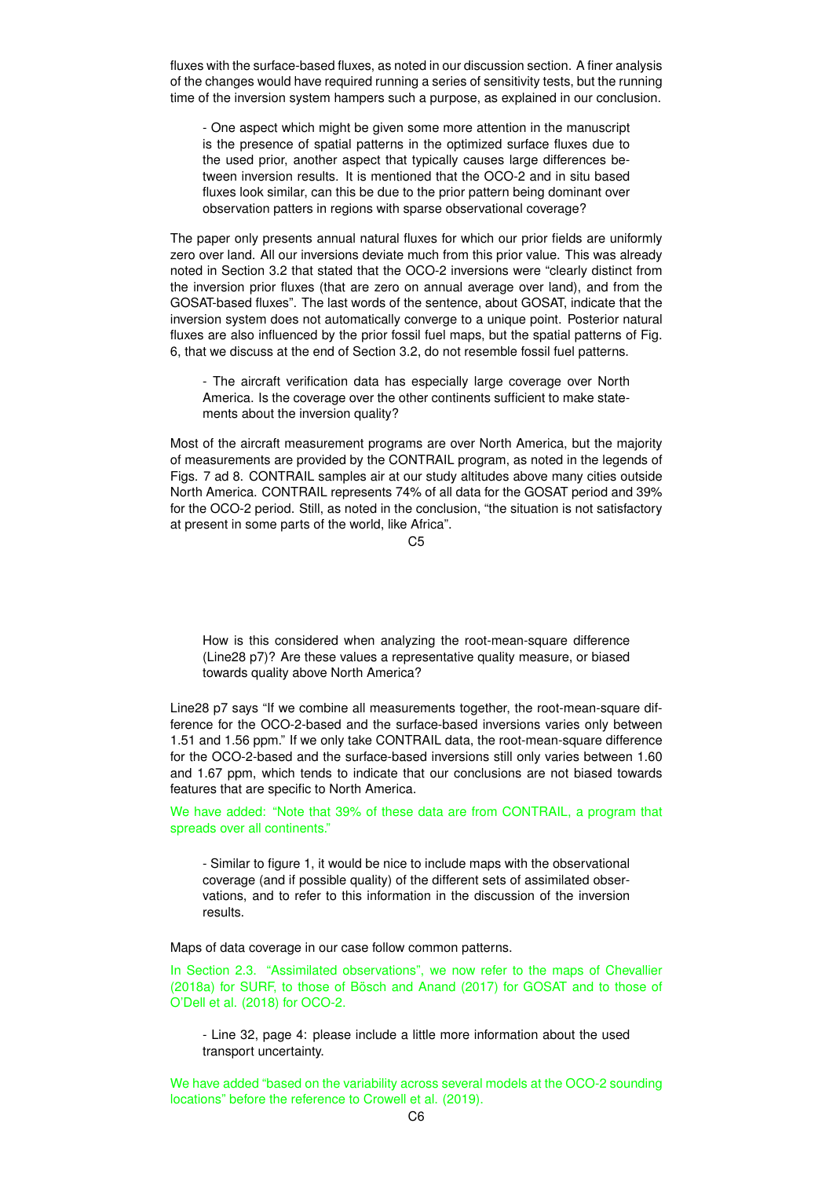fluxes with the surface-based fluxes, as noted in our discussion section. A finer analysis of the changes would have required running a series of sensitivity tests, but the running time of the inversion system hampers such a purpose, as explained in our conclusion.

> - One aspect which might be given some more attention in the manuscript is the presence of spatial patterns in the optimized surface fluxes due to the used prior, another aspect that typically causes large differences between inversion results. It is mentioned that the OCO-2 and in situ based fluxes look similar, can this be due to the prior pattern being dominant over observation patters in regions with sparse observational coverage?

The paper only presents annual natural fluxes for which our prior fields are uniformly zero over land. All our inversions deviate much from this prior value. This was already noted in Section 3.2 that stated that the OCO-2 inversions were "clearly distinct from the inversion prior fluxes (that are zero on annual average over land), and from the GOSAT-based fluxes". The last words of the sentence, about GOSAT, indicate that the inversion system does not automatically converge to a unique point. Posterior natural fluxes are also influenced by the prior fossil fuel maps, but the spatial patterns of Fig. 6, that we discuss at the end of Section 3.2, do not resemble fossil fuel patterns.

> - The aircraft verification data has especially large coverage over North America. Is the coverage over the other continents sufficient to make statements about the inversion quality?

Most of the aircraft measurement programs are over North America, but the majority of measurements are provided by the CONTRAIL program, as noted in the legends of Figs. 7 ad 8. CONTRAIL samples air at our study altitudes above many cities outside North America. CONTRAIL represents 74% of all data for the GOSAT period and 39% for the OCO-2 period. Still, as noted in the conclusion, "the situation is not satisfactory at present in some parts of the world, like Africa".

> How is this considered when analyzing the root-mean-square difference (Line28 p7)? Are these values a representative quality measure, or biased towards quality above North America?

Line28 p7 says "If we combine all measurements together, the root-mean-square difference for the OCO-2-based and the surface-based inversions varies only between 1.51 and 1.56 ppm." If we only take CONTRAIL data, the root-mean-square difference for the OCO-2-based and the surface-based inversions still only varies between 1.60 and 1.67 ppm, which tends to indicate that our conclusions are not biased towards features that are specific to North America.

We have added: "Note that 39% of these data are from CONTRAIL, a program that spreads over all continents."

> - Similar to figure 1, it would be nice to include maps with the observational coverage (and if possible quality) of the different sets of assimilated observations, and to refer to this information in the discussion of the inversion results.

Maps of data coverage in our case follow common patterns.

In Section 2.3. "Assimilated observations", we now refer to the maps of Chevallier (2018a) for SURF, to those of Bösch and Anand (2017) for GOSAT and to those of O'Dell et al. (2018) for OCO-2.

> - Line 32, page 4: please include a little more information about the used transport uncertainty.

We have added "based on the variability across several models at the OCO-2 sounding locations" before the reference to Crowell et al. (2019).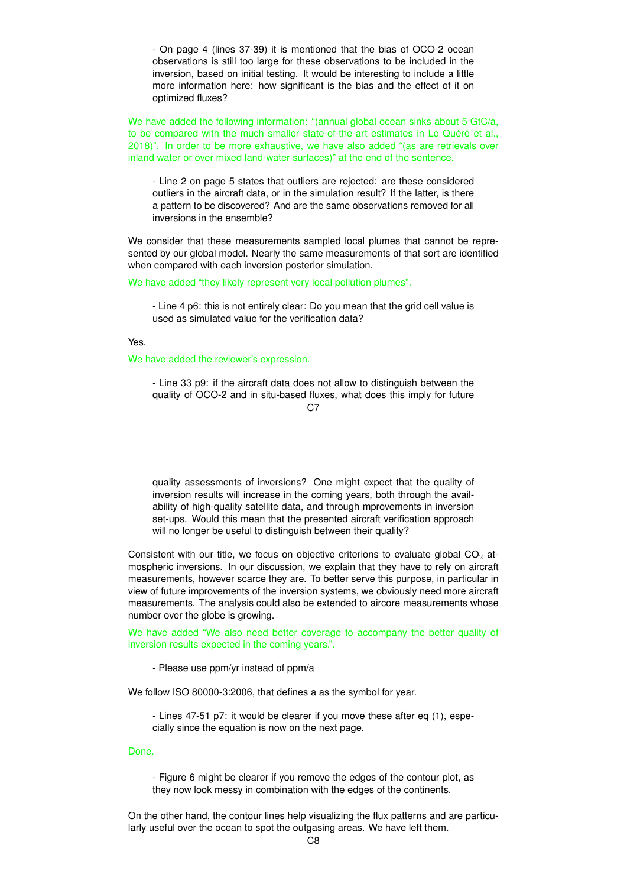- On page 4 (lines 37-39) it is mentioned that the bias of OCO-2 ocean observations is still too large for these observations to be included in the inversion, based on initial testing. It would be interesting to include a little more information here: how significant is the bias and the effect of it on optimized fluxes?

We have added the following information: "(annual global ocean sinks about 5 GtC/a, to be compared with the much smaller state-of-the-art estimates in Le Quéré et al., 2018)". In order to be more exhaustive, we have also added "(as are retrievals over inland water or over mixed land-water surfaces)" at the end of the sentence.

- Line 2 on page 5 states that outliers are rejected: are these considered outliers in the aircraft data, or in the simulation result? If the latter, is there a pattern to be discovered? And are the same observations removed for all inversions in the ensemble?

We consider that these measurements sampled local plumes that cannot be represented by our global model. Nearly the same measurements of that sort are identified when compared with each inversion posterior simulation.

We have added "they likely represent very local pollution plumes".

- Line 4 p6: this is not entirely clear: Do you mean that the grid cell value is used as simulated value for the verification data?

Yes.

We have added the reviewer's expression.

- Line 33 p9: if the aircraft data does not allow to distinguish between the quality of OCO-2 and in situ-based fluxes, what does this imply for future quality assessments of inversions? One might expect that the quality of inversion results will increase in the coming years, both through the availability of high-quality satellite data, and through mprovements in inversion set-ups. Would this mean that the presented aircraft verification approach will no longer be useful to distinguish between their quality?

Consistent with our title, we focus on objective criterions to evaluate global $CO_2$ atmospheric inversions. In our discussion, we explain that they have to rely on aircraft measurements, however scarce they are. To better serve this purpose, in particular in view of future improvements of the inversion systems, we obviously need more aircraft measurements. The analysis could also be extended to aircore measurements whose number over the globe is growing.

We have added "We also need better coverage to accompany the better quality of inversion results expected in the coming years.".

- Please use ppm/yr instead of ppm/a

We follow ISO 80000-3:2006, that defines a as the symbol for year.

- Lines 47-51 p7: it would be clearer if you move these after eq (1), especially since the equation is now on the next page.

Done.

- Figure 6 might be clearer if you remove the edges of the contour plot, as they now look messy in combination with the edges of the continents.

On the other hand, the contour lines help visualizing the flux patterns and are particularly useful over the ocean to spot the outgasing areas. We have left them.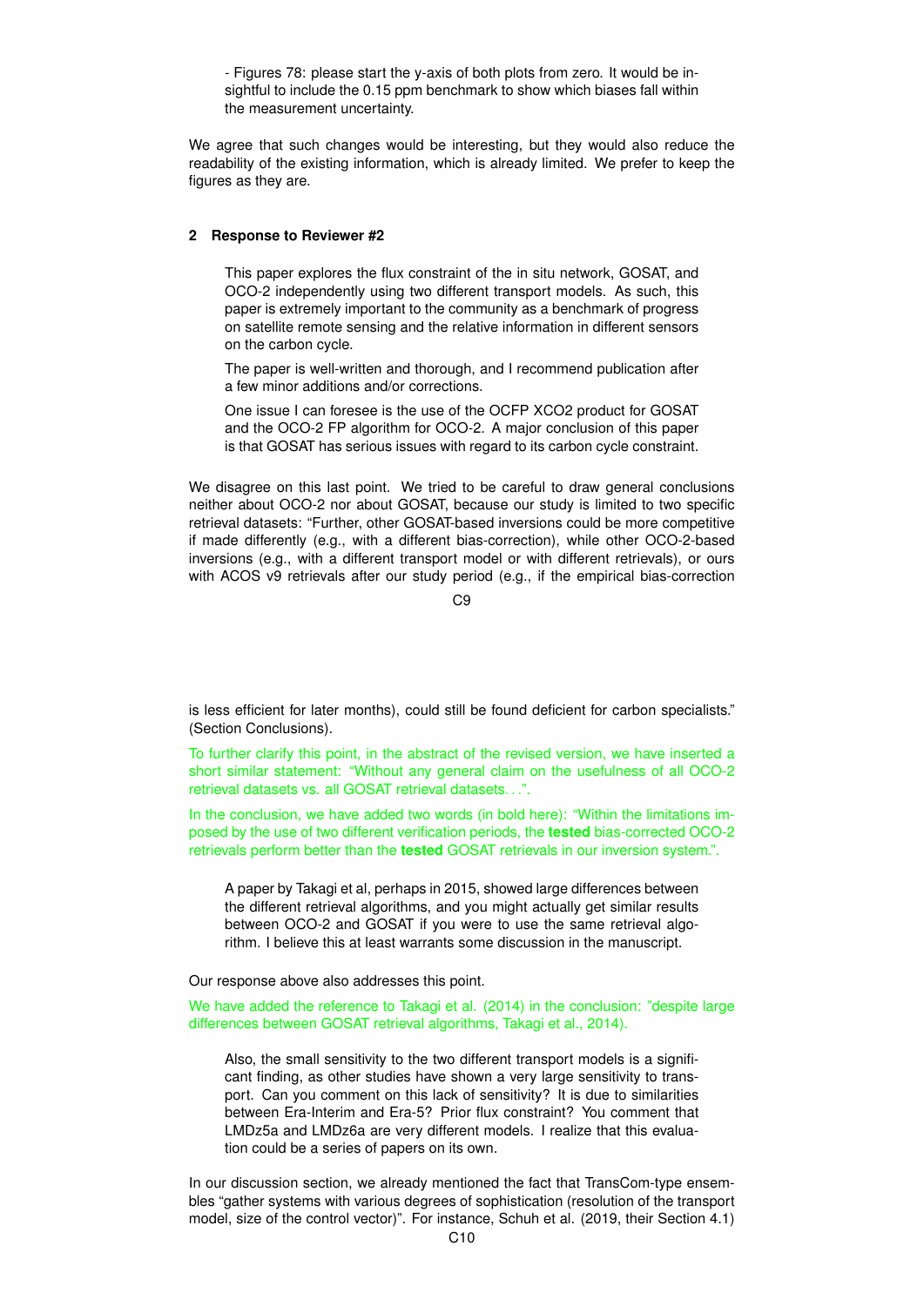- Figures 78: please start the y-axis of both plots from zero. It would be insightful to include the 0.15 ppm benchmark to show which biases fall within the measurement uncertainty.

We agree that such changes would be interesting, but they would also reduce the readability of the existing information, which is already limited. We prefer to keep the figures as they are.

## 2 Response to Reviewer #2

> This paper explores the flux constraint of the in situ network, GOSAT, and OCO-2 independently using two different transport models. As such, this paper is extremely important to the community as a benchmark of progress on satellite remote sensing and the relative information in different sensors on the carbon cycle.
>
> The paper is well-written and thorough, and I recommend publication after a few minor additions and/or corrections.
>
> One issue I can foresee is the use of the OCFP XCO2 product for GOSAT and the OCO-2 FP algorithm for OCO-2. A major conclusion of this paper is that GOSAT has serious issues with regard to its carbon cycle constraint.

We disagree on this last point. We tried to be careful to draw general conclusions neither about OCO-2 nor about GOSAT, because our study is limited to two specific retrieval datasets: "Further, other GOSAT-based inversions could be more competitive if made differently (e.g., with a different bias-correction), while other OCO-2-based inversions (e.g., with a different transport model or with different retrievals), or ours with ACOS v9 retrievals after our study period (e.g., if the empirical bias-correction is less efficient for later months), could still be found deficient for carbon specialists." (Section Conclusions).

To further clarify this point, in the abstract of the revised version, we have inserted a short similar statement: "Without any general claim on the usefulness of all OCO-2 retrieval datasets vs. all GOSAT retrieval datasets. . .".

In the conclusion, we have added two words (in bold here): "Within the limitations imposed by the use of two different verification periods, the **tested** bias-corrected OCO-2 retrievals perform better than the **tested** GOSAT retrievals in our inversion system.".

> A paper by Takagi et al, perhaps in 2015, showed large differences between the different retrieval algorithms, and you might actually get similar results between OCO-2 and GOSAT if you were to use the same retrieval algorithm. I believe this at least warrants some discussion in the manuscript.

Our response above also addresses this point.

We have added the reference to Takagi et al. (2014) in the conclusion: "despite large differences between GOSAT retrieval algorithms, Takagi et al., 2014).

> Also, the small sensitivity to the two different transport models is a significant finding, as other studies have shown a very large sensitivity to transport. Can you comment on this lack of sensitivity? It is due to similarities between Era-Interim and Era-5? Prior flux constraint? You comment that LMDz5a and LMDz6a are very different models. I realize that this evaluation could be a series of papers on its own.

In our discussion section, we already mentioned the fact that TransCom-type ensembles "gather systems with various degrees of sophistication (resolution of the transport model, size of the control vector)". For instance, Schuh et al. (2019, their Section 4.1)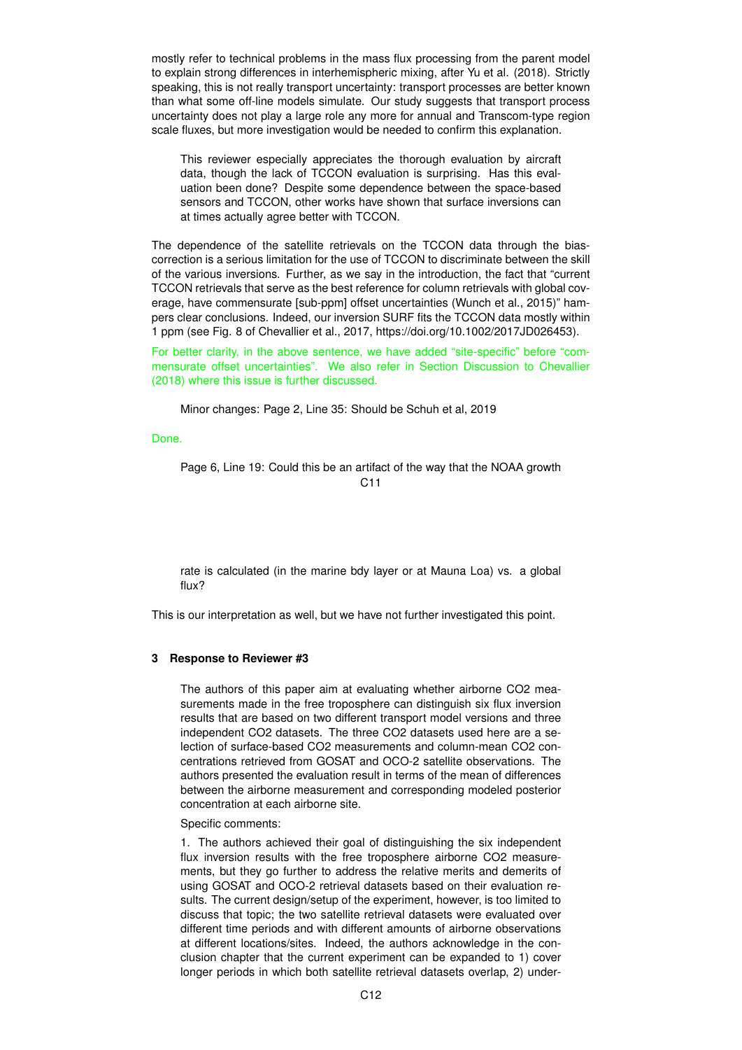mostly refer to technical problems in the mass flux processing from the parent model to explain strong differences in interhemispheric mixing, after Yu et al. (2018). Strictly speaking, this is not really transport uncertainty: transport processes are better known than what some off-line models simulate. Our study suggests that transport process uncertainty does not play a large role any more for annual and Transcom-type region scale fluxes, but more investigation would be needed to confirm this explanation.

> This reviewer especially appreciates the thorough evaluation by aircraft data, though the lack of TCCON evaluation is surprising. Has this evaluation been done? Despite some dependence between the space-based sensors and TCCON, other works have shown that surface inversions can at times actually agree better with TCCON.

The dependence of the satellite retrievals on the TCCON data through the bias-correction is a serious limitation for the use of TCCON to discriminate between the skill of the various inversions. Further, as we say in the introduction, the fact that "current TCCON retrievals that serve as the best reference for column retrievals with global coverage, have commensurate [sub-ppm] offset uncertainties (Wunch et al., 2015)" hampers clear conclusions. Indeed, our inversion SURF fits the TCCON data mostly within 1 ppm (see Fig. 8 of Chevallier et al., 2017, https://doi.org/10.1002/2017JD026453).

For better clarity, in the above sentence, we have added "site-specific" before "commensurate offset uncertainties". We also refer in Section Discussion to Chevallier (2018) where this issue is further discussed.

> Minor changes: Page 2, Line 35: Should be Schuh et al, 2019

Done.

> Page 6, Line 19: Could this be an artifact of the way that the NOAA growth rate is calculated (in the marine bdy layer or at Mauna Loa) vs. a global flux?

This is our interpretation as well, but we have not further investigated this point.

## 3 Response to Reviewer #3

> The authors of this paper aim at evaluating whether airborne $CO_2$ measurements made in the free troposphere can distinguish six flux inversion results that are based on two different transport model versions and three independent $CO_2$ datasets. The three $CO_2$ datasets used here are a selection of surface-based $CO_2$ measurements and column-mean $CO_2$ concentrations retrieved from GOSAT and OCO-2 satellite observations. The authors presented the evaluation result in terms of the mean of differences between the airborne measurement and corresponding modeled posterior concentration at each airborne site.
>
> Specific comments:
>
> 1. The authors achieved their goal of distinguishing the six independent flux inversion results with the free troposphere airborne $CO_2$ measurements, but they go further to address the relative merits and demerits of using GOSAT and OCO-2 retrieval datasets based on their evaluation results. The current design/setup of the experiment, however, is too limited to discuss that topic; the two satellite retrieval datasets were evaluated over different time periods and with different amounts of airborne observations at different locations/sites. Indeed, the authors acknowledge in the conclusion chapter that the current experiment can be expanded to 1) cover longer periods in which both satellite retrieval datasets overlap, 2) under-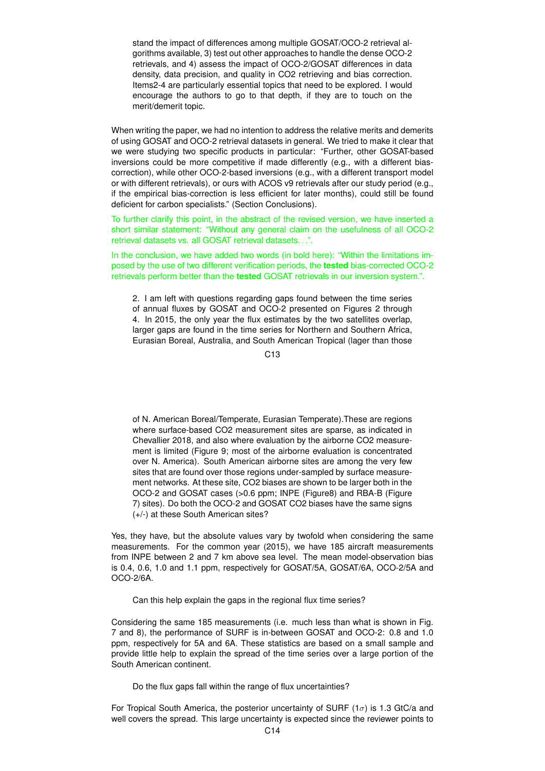> stand the impact of differences among multiple GOSAT/OCO-2 retrieval algorithms available, 3) test out other approaches to handle the dense OCO-2 retrievals, and 4) assess the impact of OCO-2/GOSAT differences in data density, data precision, and quality in CO2 retrieving and bias correction. Items2-4 are particularly essential topics that need to be explored. I would encourage the authors to go to that depth, if they are to touch on the merit/demerit topic.

When writing the paper, we had no intention to address the relative merits and demerits of using GOSAT and OCO-2 retrieval datasets in general. We tried to make it clear that we were studying two specific products in particular: "Further, other GOSAT-based inversions could be more competitive if made differently (e.g., with a different bias-correction), while other OCO-2-based inversions (e.g., with a different transport model or with different retrievals), or ours with ACOS v9 retrievals after our study period (e.g., if the empirical bias-correction is less efficient for later months), could still be found deficient for carbon specialists." (Section Conclusions).

To further clarify this point, in the abstract of the revised version, we have inserted a short similar statement: "Without any general claim on the usefulness of all OCO-2 retrieval datasets vs. all GOSAT retrieval datasets. . .".

In the conclusion, we have added two words (in bold here): "Within the limitations imposed by the use of two different verification periods, the **tested** bias-corrected OCO-2 retrievals perform better than the **tested** GOSAT retrievals in our inversion system.".

> 2. I am left with questions regarding gaps found between the time series of annual fluxes by GOSAT and OCO-2 presented on Figures 2 through 4. In 2015, the only year the flux estimates by the two satellites overlap, larger gaps are found in the time series for Northern and Southern Africa, Eurasian Boreal, Australia, and South American Tropical (lager than those of N. American Boreal/Temperate, Eurasian Temperate).These are regions where surface-based CO2 measurement sites are sparse, as indicated in Chevallier 2018, and also where evaluation by the airborne CO2 measurement is limited (Figure 9; most of the airborne evaluation is concentrated over N. America). South American airborne sites are among the very few sites that are found over those regions under-sampled by surface measurement networks. At these site, CO2 biases are shown to be larger both in the OCO-2 and GOSAT cases (>0.6 ppm; INPE (Figure8) and RBA-B (Figure 7) sites). Do both the OCO-2 and GOSAT CO2 biases have the same signs (+/-) at these South American sites?

Yes, they have, but the absolute values vary by twofold when considering the same measurements. For the common year (2015), we have 185 aircraft measurements from INPE between 2 and 7 km above sea level. The mean model-observation bias is 0.4, 0.6, 1.0 and 1.1 ppm, respectively for GOSAT/5A, GOSAT/6A, OCO-2/5A and OCO-2/6A.

> Can this help explain the gaps in the regional flux time series?

Considering the same 185 measurements (i.e. much less than what is shown in Fig. 7 and 8), the performance of SURF is in-between GOSAT and OCO-2: 0.8 and 1.0 ppm, respectively for 5A and 6A. These statistics are based on a small sample and provide little help to explain the spread of the time series over a large portion of the South American continent.

> Do the flux gaps fall within the range of flux uncertainties?

For Tropical South America, the posterior uncertainty of SURF ($1\sigma$) is 1.3 GtC/a and well covers the spread. This large uncertainty is expected since the reviewer points to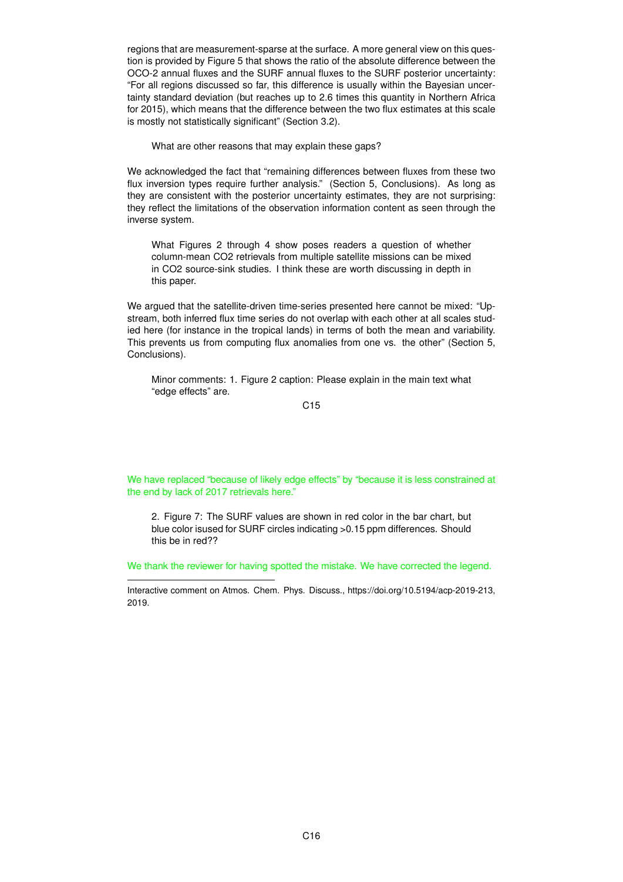regions that are measurement-sparse at the surface. A more general view on this question is provided by Figure 5 that shows the ratio of the absolute difference between the OCO-2 annual fluxes and the SURF annual fluxes to the SURF posterior uncertainty: "For all regions discussed so far, this difference is usually within the Bayesian uncertainty standard deviation (but reaches up to 2.6 times this quantity in Northern Africa for 2015), which means that the difference between the two flux estimates at this scale is mostly not statistically significant" (Section 3.2).

> What are other reasons that may explain these gaps?

We acknowledged the fact that "remaining differences between fluxes from these two flux inversion types require further analysis." (Section 5, Conclusions). As long as they are consistent with the posterior uncertainty estimates, they are not surprising: they reflect the limitations of the observation information content as seen through the inverse system.

> What Figures 2 through 4 show poses readers a question of whether column-mean CO2 retrievals from multiple satellite missions can be mixed in CO2 source-sink studies. I think these are worth discussing in depth in this paper.

We argued that the satellite-driven time-series presented here cannot be mixed: "Upstream, both inferred flux time series do not overlap with each other at all scales studied here (for instance in the tropical lands) in terms of both the mean and variability. This prevents us from computing flux anomalies from one vs. the other" (Section 5, Conclusions).

> Minor comments: 1. Figure 2 caption: Please explain in the main text what "edge effects" are.

We have replaced "because of likely edge effects" by "because it is less constrained at the end by lack of 2017 retrievals here."

> 2. Figure 7: The SURF values are shown in red color in the bar chart, but blue color isused for SURF circles indicating >0.15 ppm differences. Should this be in red??

We thank the reviewer for having spotted the mistake. We have corrected the legend.

---

Interactive comment on Atmos. Chem. Phys. Discuss., https://doi.org/10.5194/acp-2019-213, 2019.